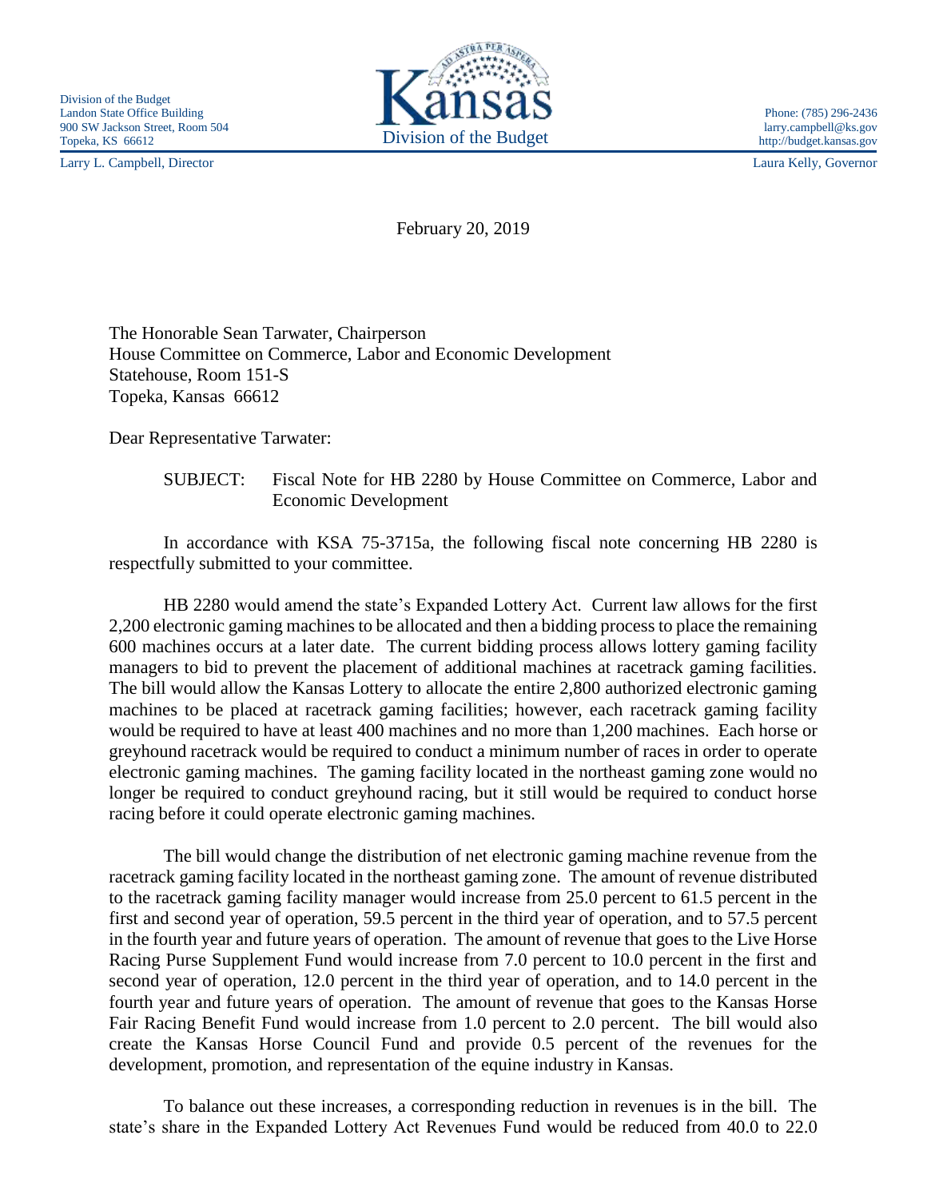Division of the Budget
Landon State Office Building
900 SW Jackson Street, Room 504
Topeka, KS 66612

Kansas
Division of the Budget

Phone: (785) 296-2436
larry.campbell@ks.gov
http://budget.kansas.gov

Larry L. Campbell, Director

Laura Kelly, Governor

February 20, 2019

The Honorable Sean Tarwater, Chairperson
House Committee on Commerce, Labor and Economic Development
Statehouse, Room 151-S
Topeka, Kansas 66612

Dear Representative Tarwater:

SUBJECT: Fiscal Note for HB 2280 by House Committee on Commerce, Labor and Economic Development

In accordance with KSA 75-3715a, the following fiscal note concerning HB 2280 is respectfully submitted to your committee.

HB 2280 would amend the state's Expanded Lottery Act. Current law allows for the first 2,200 electronic gaming machines to be allocated and then a bidding process to place the remaining 600 machines occurs at a later date. The current bidding process allows lottery gaming facility managers to bid to prevent the placement of additional machines at racetrack gaming facilities. The bill would allow the Kansas Lottery to allocate the entire 2,800 authorized electronic gaming machines to be placed at racetrack gaming facilities; however, each racetrack gaming facility would be required to have at least 400 machines and no more than 1,200 machines. Each horse or greyhound racetrack would be required to conduct a minimum number of races in order to operate electronic gaming machines. The gaming facility located in the northeast gaming zone would no longer be required to conduct greyhound racing, but it still would be required to conduct horse racing before it could operate electronic gaming machines.

The bill would change the distribution of net electronic gaming machine revenue from the racetrack gaming facility located in the northeast gaming zone. The amount of revenue distributed to the racetrack gaming facility manager would increase from 25.0 percent to 61.5 percent in the first and second year of operation, 59.5 percent in the third year of operation, and to 57.5 percent in the fourth year and future years of operation. The amount of revenue that goes to the Live Horse Racing Purse Supplement Fund would increase from 7.0 percent to 10.0 percent in the first and second year of operation, 12.0 percent in the third year of operation, and to 14.0 percent in the fourth year and future years of operation. The amount of revenue that goes to the Kansas Horse Fair Racing Benefit Fund would increase from 1.0 percent to 2.0 percent. The bill would also create the Kansas Horse Council Fund and provide 0.5 percent of the revenues for the development, promotion, and representation of the equine industry in Kansas.

To balance out these increases, a corresponding reduction in revenues is in the bill. The state's share in the Expanded Lottery Act Revenues Fund would be reduced from 40.0 to 22.0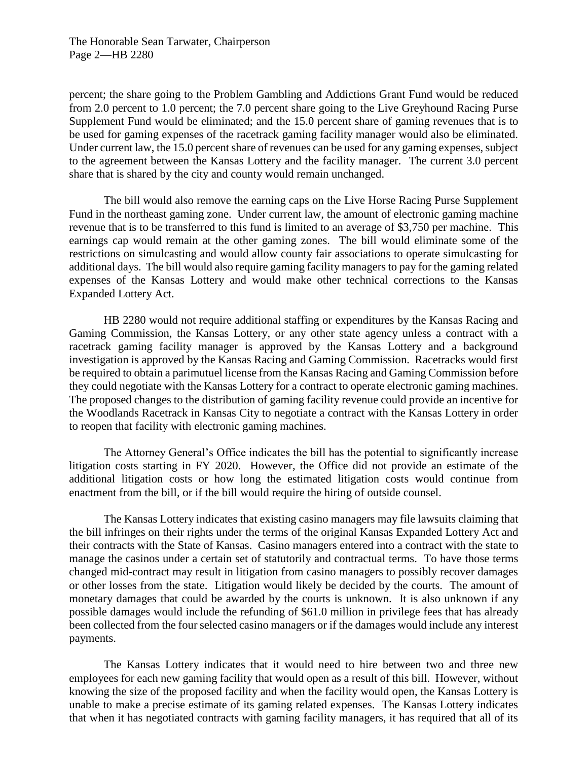percent; the share going to the Problem Gambling and Addictions Grant Fund would be reduced from 2.0 percent to 1.0 percent; the 7.0 percent share going to the Live Greyhound Racing Purse Supplement Fund would be eliminated; and the 15.0 percent share of gaming revenues that is to be used for gaming expenses of the racetrack gaming facility manager would also be eliminated. Under current law, the 15.0 percent share of revenues can be used for any gaming expenses, subject to the agreement between the Kansas Lottery and the facility manager. The current 3.0 percent share that is shared by the city and county would remain unchanged.

The bill would also remove the earning caps on the Live Horse Racing Purse Supplement Fund in the northeast gaming zone. Under current law, the amount of electronic gaming machine revenue that is to be transferred to this fund is limited to an average of $3,750 per machine. This earnings cap would remain at the other gaming zones. The bill would eliminate some of the restrictions on simulcasting and would allow county fair associations to operate simulcasting for additional days. The bill would also require gaming facility managers to pay for the gaming related expenses of the Kansas Lottery and would make other technical corrections to the Kansas Expanded Lottery Act.

HB 2280 would not require additional staffing or expenditures by the Kansas Racing and Gaming Commission, the Kansas Lottery, or any other state agency unless a contract with a racetrack gaming facility manager is approved by the Kansas Lottery and a background investigation is approved by the Kansas Racing and Gaming Commission. Racetracks would first be required to obtain a parimutuel license from the Kansas Racing and Gaming Commission before they could negotiate with the Kansas Lottery for a contract to operate electronic gaming machines. The proposed changes to the distribution of gaming facility revenue could provide an incentive for the Woodlands Racetrack in Kansas City to negotiate a contract with the Kansas Lottery in order to reopen that facility with electronic gaming machines.

The Attorney General's Office indicates the bill has the potential to significantly increase litigation costs starting in FY 2020. However, the Office did not provide an estimate of the additional litigation costs or how long the estimated litigation costs would continue from enactment from the bill, or if the bill would require the hiring of outside counsel.

The Kansas Lottery indicates that existing casino managers may file lawsuits claiming that the bill infringes on their rights under the terms of the original Kansas Expanded Lottery Act and their contracts with the State of Kansas. Casino managers entered into a contract with the state to manage the casinos under a certain set of statutorily and contractual terms. To have those terms changed mid-contract may result in litigation from casino managers to possibly recover damages or other losses from the state. Litigation would likely be decided by the courts. The amount of monetary damages that could be awarded by the courts is unknown. It is also unknown if any possible damages would include the refunding of $61.0 million in privilege fees that has already been collected from the four selected casino managers or if the damages would include any interest payments.

The Kansas Lottery indicates that it would need to hire between two and three new employees for each new gaming facility that would open as a result of this bill. However, without knowing the size of the proposed facility and when the facility would open, the Kansas Lottery is unable to make a precise estimate of its gaming related expenses. The Kansas Lottery indicates that when it has negotiated contracts with gaming facility managers, it has required that all of its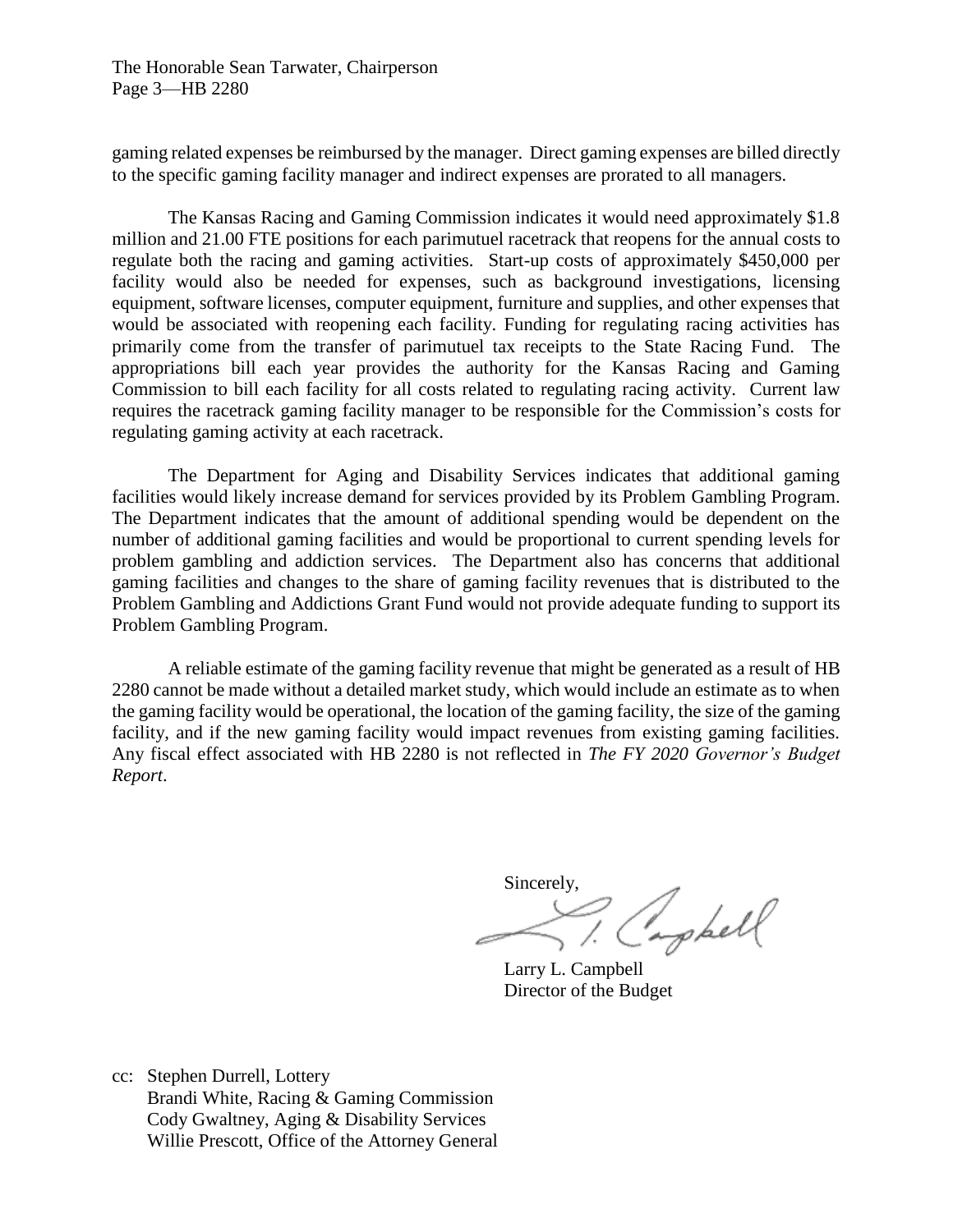gaming related expenses be reimbursed by the manager. Direct gaming expenses are billed directly to the specific gaming facility manager and indirect expenses are prorated to all managers.

The Kansas Racing and Gaming Commission indicates it would need approximately $1.8 million and 21.00 FTE positions for each parimutuel racetrack that reopens for the annual costs to regulate both the racing and gaming activities. Start-up costs of approximately $450,000 per facility would also be needed for expenses, such as background investigations, licensing equipment, software licenses, computer equipment, furniture and supplies, and other expenses that would be associated with reopening each facility. Funding for regulating racing activities has primarily come from the transfer of parimutuel tax receipts to the State Racing Fund. The appropriations bill each year provides the authority for the Kansas Racing and Gaming Commission to bill each facility for all costs related to regulating racing activity. Current law requires the racetrack gaming facility manager to be responsible for the Commission's costs for regulating gaming activity at each racetrack.

The Department for Aging and Disability Services indicates that additional gaming facilities would likely increase demand for services provided by its Problem Gambling Program. The Department indicates that the amount of additional spending would be dependent on the number of additional gaming facilities and would be proportional to current spending levels for problem gambling and addiction services. The Department also has concerns that additional gaming facilities and changes to the share of gaming facility revenues that is distributed to the Problem Gambling and Addictions Grant Fund would not provide adequate funding to support its Problem Gambling Program.

A reliable estimate of the gaming facility revenue that might be generated as a result of HB 2280 cannot be made without a detailed market study, which would include an estimate as to when the gaming facility would be operational, the location of the gaming facility, the size of the gaming facility, and if the new gaming facility would impact revenues from existing gaming facilities. Any fiscal effect associated with HB 2280 is not reflected in *The FY 2020 Governor's Budget Report*.

Sincerely,

Larry L. Campbell
Director of the Budget

cc: Stephen Durrell, Lottery
Brandi White, Racing & Gaming Commission
Cody Gwaltney, Aging & Disability Services
Willie Prescott, Office of the Attorney General